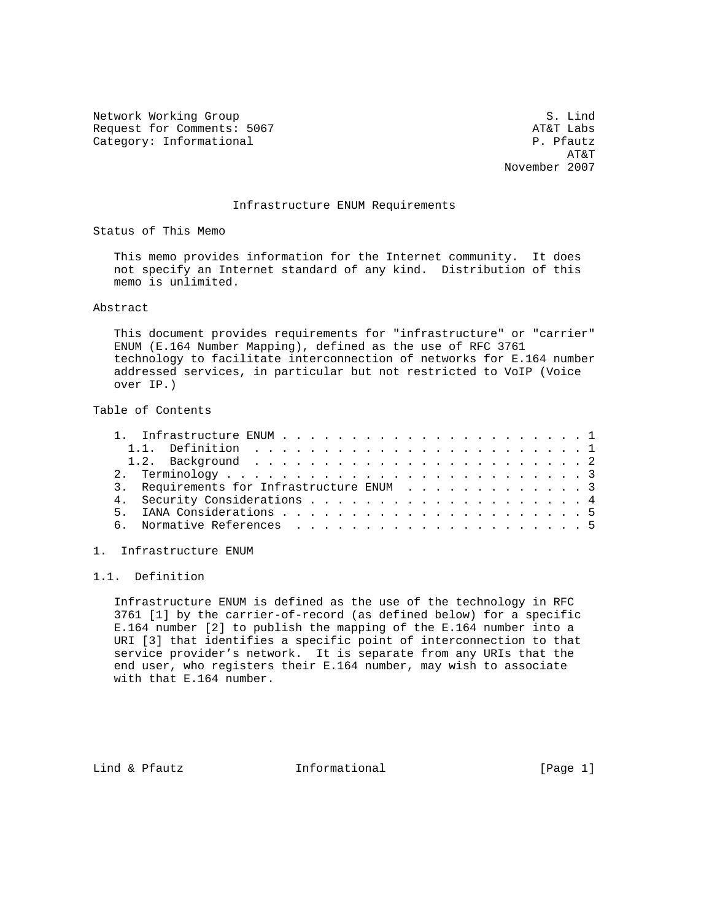Network Working Group S. Lind
Request for Comments: 5067 AT&T Labs
Category: Informational P. Pfautz
AT&T
November 2007

# Infrastructure ENUM Requirements

## Status of This Memo

This memo provides information for the Internet community. It does not specify an Internet standard of any kind. Distribution of this memo is unlimited.

## Abstract

This document provides requirements for "infrastructure" or "carrier" ENUM (E.164 Number Mapping), defined as the use of RFC 3761 technology to facilitate interconnection of networks for E.164 number addressed services, in particular but not restricted to VoIP (Voice over IP.)

## Table of Contents

- 1. Infrastructure ENUM . . . . . . . . . . . . . . . . . . . . . . 1
  - 1.1. Definition . . . . . . . . . . . . . . . . . . . . . . . . 1
  - 1.2. Background . . . . . . . . . . . . . . . . . . . . . . . . 2
- 2. Terminology . . . . . . . . . . . . . . . . . . . . . . . . . . 3
- 3. Requirements for Infrastructure ENUM . . . . . . . . . . . . . 3
- 4. Security Considerations . . . . . . . . . . . . . . . . . . . . 4
- 5. IANA Considerations . . . . . . . . . . . . . . . . . . . . . . 5
- 6. Normative References . . . . . . . . . . . . . . . . . . . . . 5

## 1. Infrastructure ENUM

### 1.1. Definition

Infrastructure ENUM is defined as the use of the technology in RFC 3761 [1] by the carrier-of-record (as defined below) for a specific E.164 number [2] to publish the mapping of the E.164 number into a URI [3] that identifies a specific point of interconnection to that service provider's network. It is separate from any URIs that the end user, who registers their E.164 number, may wish to associate with that E.164 number.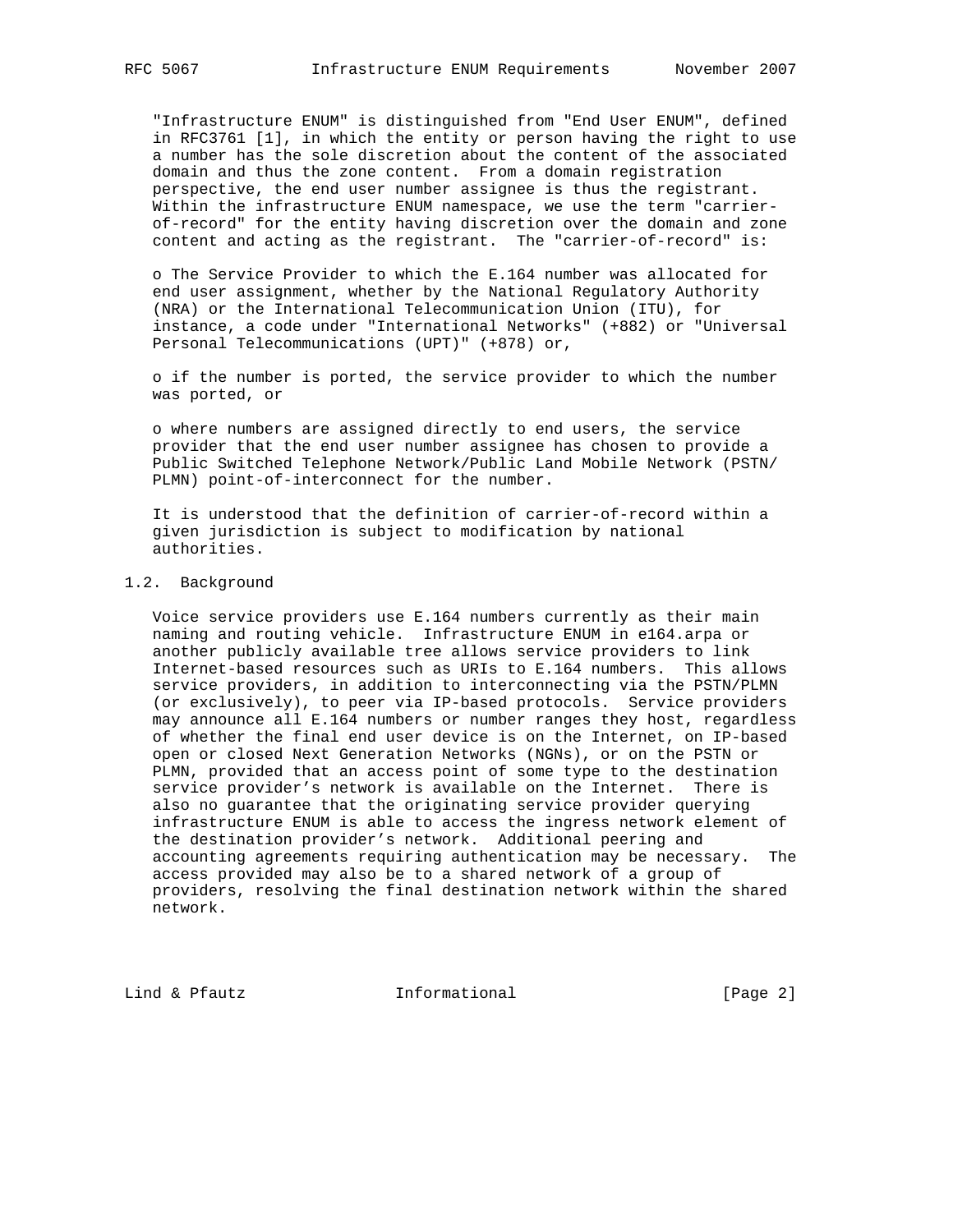"Infrastructure ENUM" is distinguished from "End User ENUM", defined in RFC3761 [1], in which the entity or person having the right to use a number has the sole discretion about the content of the associated domain and thus the zone content. From a domain registration perspective, the end user number assignee is thus the registrant. Within the infrastructure ENUM namespace, we use the term "carrier-of-record" for the entity having discretion over the domain and zone content and acting as the registrant. The "carrier-of-record" is:

- The Service Provider to which the E.164 number was allocated for end user assignment, whether by the National Regulatory Authority (NRA) or the International Telecommunication Union (ITU), for instance, a code under "International Networks" (+882) or "Universal Personal Telecommunications (UPT)" (+878) or,

- if the number is ported, the service provider to which the number was ported, or

- where numbers are assigned directly to end users, the service provider that the end user number assignee has chosen to provide a Public Switched Telephone Network/Public Land Mobile Network (PSTN/PLMN) point-of-interconnect for the number.

It is understood that the definition of carrier-of-record within a given jurisdiction is subject to modification by national authorities.

## 1.2. Background

Voice service providers use E.164 numbers currently as their main naming and routing vehicle. Infrastructure ENUM in e164.arpa or another publicly available tree allows service providers to link Internet-based resources such as URIs to E.164 numbers. This allows service providers, in addition to interconnecting via the PSTN/PLMN (or exclusively), to peer via IP-based protocols. Service providers may announce all E.164 numbers or number ranges they host, regardless of whether the final end user device is on the Internet, on IP-based open or closed Next Generation Networks (NGNs), or on the PSTN or PLMN, provided that an access point of some type to the destination service provider's network is available on the Internet. There is also no guarantee that the originating service provider querying infrastructure ENUM is able to access the ingress network element of the destination provider's network. Additional peering and accounting agreements requiring authentication may be necessary. The access provided may also be to a shared network of a group of providers, resolving the final destination network within the shared network.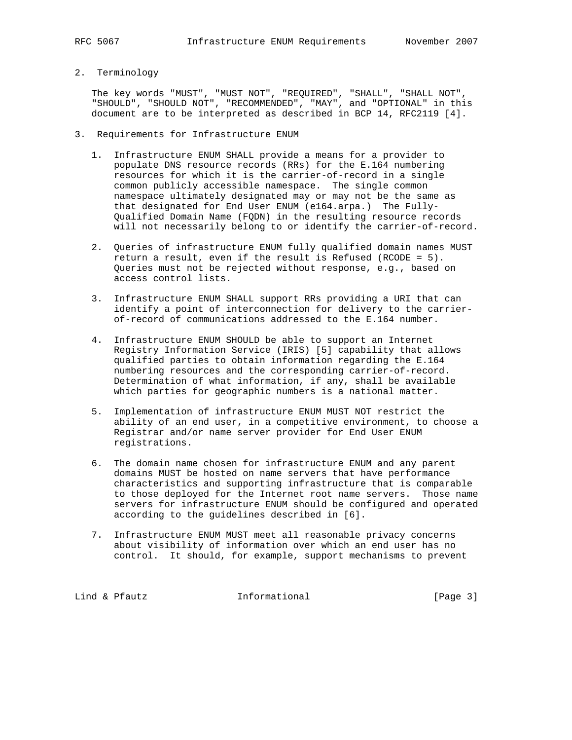## 2. Terminology

The key words "MUST", "MUST NOT", "REQUIRED", "SHALL", "SHALL NOT", "SHOULD", "SHOULD NOT", "RECOMMENDED", "MAY", and "OPTIONAL" in this document are to be interpreted as described in BCP 14, RFC2119 [4].

## 3. Requirements for Infrastructure ENUM

1. Infrastructure ENUM SHALL provide a means for a provider to populate DNS resource records (RRs) for the E.164 numbering resources for which it is the carrier-of-record in a single common publicly accessible namespace. The single common namespace ultimately designated may or may not be the same as that designated for End User ENUM (e164.arpa.) The Fully-Qualified Domain Name (FQDN) in the resulting resource records will not necessarily belong to or identify the carrier-of-record.

2. Queries of infrastructure ENUM fully qualified domain names MUST return a result, even if the result is Refused (RCODE = 5). Queries must not be rejected without response, e.g., based on access control lists.

3. Infrastructure ENUM SHALL support RRs providing a URI that can identify a point of interconnection for delivery to the carrier-of-record of communications addressed to the E.164 number.

4. Infrastructure ENUM SHOULD be able to support an Internet Registry Information Service (IRIS) [5] capability that allows qualified parties to obtain information regarding the E.164 numbering resources and the corresponding carrier-of-record. Determination of what information, if any, shall be available which parties for geographic numbers is a national matter.

5. Implementation of infrastructure ENUM MUST NOT restrict the ability of an end user, in a competitive environment, to choose a Registrar and/or name server provider for End User ENUM registrations.

6. The domain name chosen for infrastructure ENUM and any parent domains MUST be hosted on name servers that have performance characteristics and supporting infrastructure that is comparable to those deployed for the Internet root name servers. Those name servers for infrastructure ENUM should be configured and operated according to the guidelines described in [6].

7. Infrastructure ENUM MUST meet all reasonable privacy concerns about visibility of information over which an end user has no control. It should, for example, support mechanisms to prevent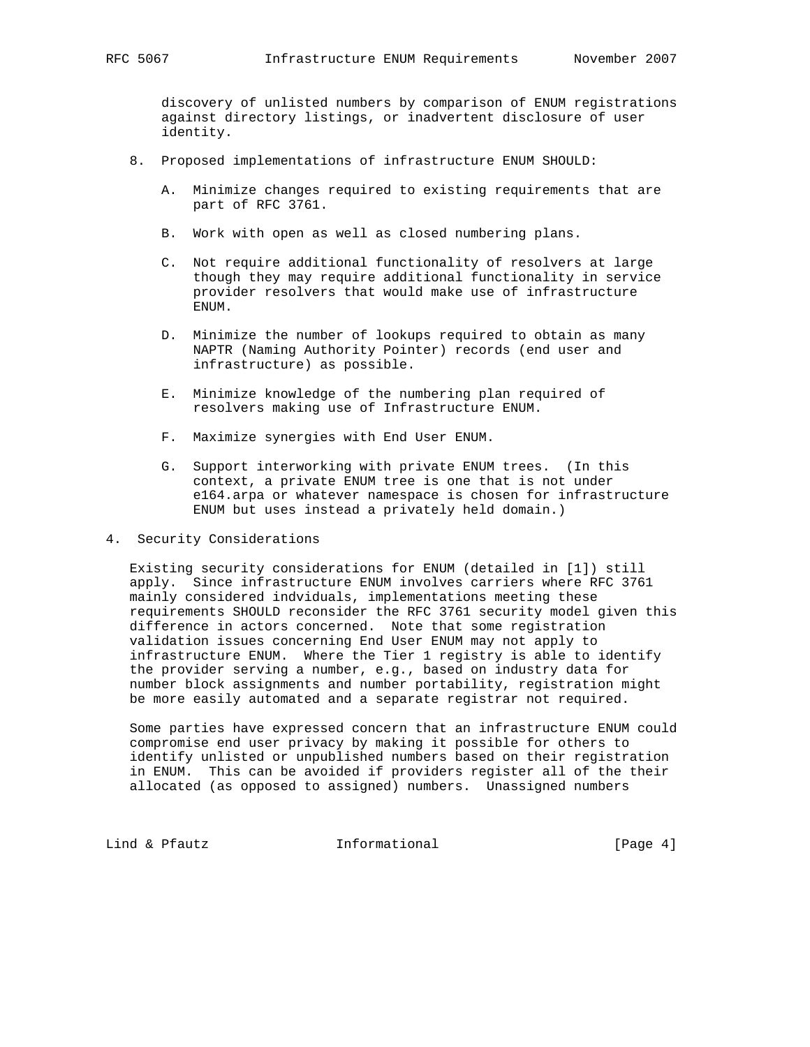discovery of unlisted numbers by comparison of ENUM registrations against directory listings, or inadvertent disclosure of user identity.

8. Proposed implementations of infrastructure ENUM SHOULD:

   A. Minimize changes required to existing requirements that are part of RFC 3761.

   B. Work with open as well as closed numbering plans.

   C. Not require additional functionality of resolvers at large though they may require additional functionality in service provider resolvers that would make use of infrastructure ENUM.

   D. Minimize the number of lookups required to obtain as many NAPTR (Naming Authority Pointer) records (end user and infrastructure) as possible.

   E. Minimize knowledge of the numbering plan required of resolvers making use of Infrastructure ENUM.

   F. Maximize synergies with End User ENUM.

   G. Support interworking with private ENUM trees. (In this context, a private ENUM tree is one that is not under e164.arpa or whatever namespace is chosen for infrastructure ENUM but uses instead a privately held domain.)

## 4. Security Considerations

Existing security considerations for ENUM (detailed in [1]) still apply. Since infrastructure ENUM involves carriers where RFC 3761 mainly considered indviduals, implementations meeting these requirements SHOULD reconsider the RFC 3761 security model given this difference in actors concerned. Note that some registration validation issues concerning End User ENUM may not apply to infrastructure ENUM. Where the Tier 1 registry is able to identify the provider serving a number, e.g., based on industry data for number block assignments and number portability, registration might be more easily automated and a separate registrar not required.

Some parties have expressed concern that an infrastructure ENUM could compromise end user privacy by making it possible for others to identify unlisted or unpublished numbers based on their registration in ENUM. This can be avoided if providers register all of the their allocated (as opposed to assigned) numbers. Unassigned numbers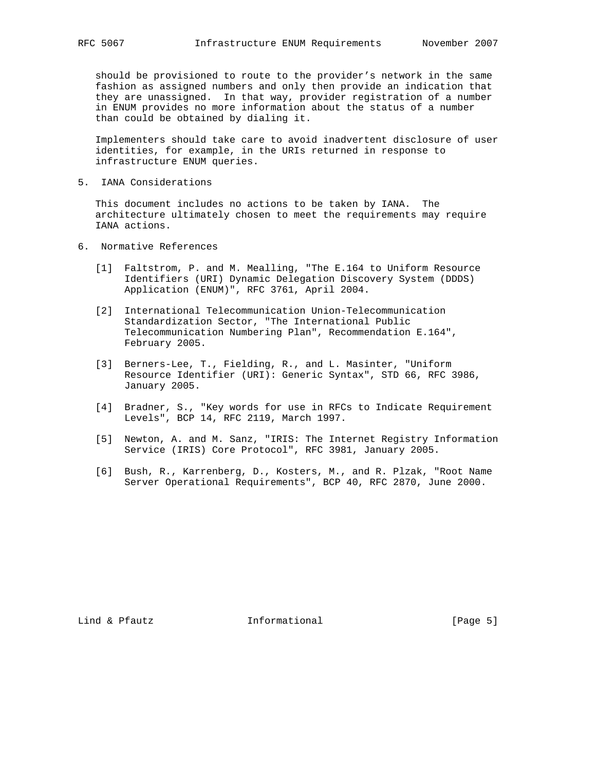should be provisioned to route to the provider’s network in the same fashion as assigned numbers and only then provide an indication that they are unassigned. In that way, provider registration of a number in ENUM provides no more information about the status of a number than could be obtained by dialing it.

Implementers should take care to avoid inadvertent disclosure of user identities, for example, in the URIs returned in response to infrastructure ENUM queries.

## 5. IANA Considerations

This document includes no actions to be taken by IANA. The architecture ultimately chosen to meet the requirements may require IANA actions.

## 6. Normative References

[1] Faltstrom, P. and M. Mealling, "The E.164 to Uniform Resource Identifiers (URI) Dynamic Delegation Discovery System (DDDS) Application (ENUM)", RFC 3761, April 2004.

[2] International Telecommunication Union-Telecommunication Standardization Sector, "The International Public Telecommunication Numbering Plan", Recommendation E.164", February 2005.

[3] Berners-Lee, T., Fielding, R., and L. Masinter, "Uniform Resource Identifier (URI): Generic Syntax", STD 66, RFC 3986, January 2005.

[4] Bradner, S., "Key words for use in RFCs to Indicate Requirement Levels", BCP 14, RFC 2119, March 1997.

[5] Newton, A. and M. Sanz, "IRIS: The Internet Registry Information Service (IRIS) Core Protocol", RFC 3981, January 2005.

[6] Bush, R., Karrenberg, D., Kosters, M., and R. Plzak, "Root Name Server Operational Requirements", BCP 40, RFC 2870, June 2000.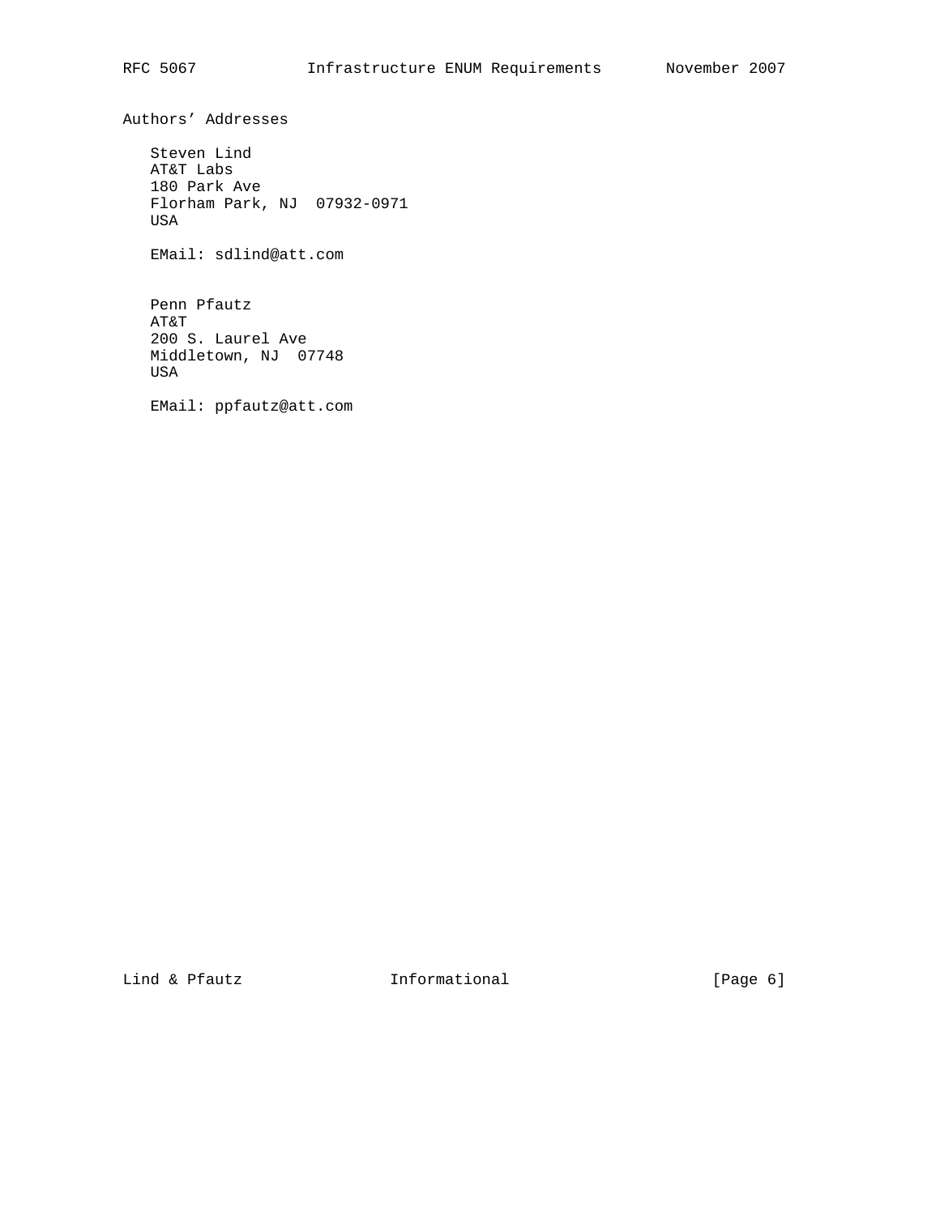## Authors' Addresses

Steven Lind
AT&T Labs
180 Park Ave
Florham Park, NJ  07932-0971
USA

EMail: sdlind@att.com

Penn Pfautz
AT&T
200 S. Laurel Ave
Middletown, NJ  07748
USA

EMail: ppfautz@att.com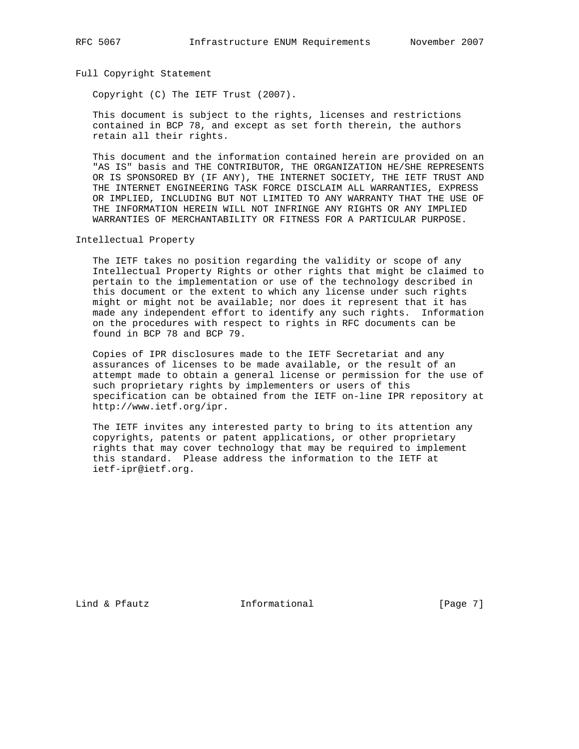## Full Copyright Statement

Copyright (C) The IETF Trust (2007).

This document is subject to the rights, licenses and restrictions contained in BCP 78, and except as set forth therein, the authors retain all their rights.

This document and the information contained herein are provided on an "AS IS" basis and THE CONTRIBUTOR, THE ORGANIZATION HE/SHE REPRESENTS OR IS SPONSORED BY (IF ANY), THE INTERNET SOCIETY, THE IETF TRUST AND THE INTERNET ENGINEERING TASK FORCE DISCLAIM ALL WARRANTIES, EXPRESS OR IMPLIED, INCLUDING BUT NOT LIMITED TO ANY WARRANTY THAT THE USE OF THE INFORMATION HEREIN WILL NOT INFRINGE ANY RIGHTS OR ANY IMPLIED WARRANTIES OF MERCHANTABILITY OR FITNESS FOR A PARTICULAR PURPOSE.

## Intellectual Property

The IETF takes no position regarding the validity or scope of any Intellectual Property Rights or other rights that might be claimed to pertain to the implementation or use of the technology described in this document or the extent to which any license under such rights might or might not be available; nor does it represent that it has made any independent effort to identify any such rights. Information on the procedures with respect to rights in RFC documents can be found in BCP 78 and BCP 79.

Copies of IPR disclosures made to the IETF Secretariat and any assurances of licenses to be made available, or the result of an attempt made to obtain a general license or permission for the use of such proprietary rights by implementers or users of this specification can be obtained from the IETF on-line IPR repository at http://www.ietf.org/ipr.

The IETF invites any interested party to bring to its attention any copyrights, patents or patent applications, or other proprietary rights that may cover technology that may be required to implement this standard. Please address the information to the IETF at ietf-ipr@ietf.org.